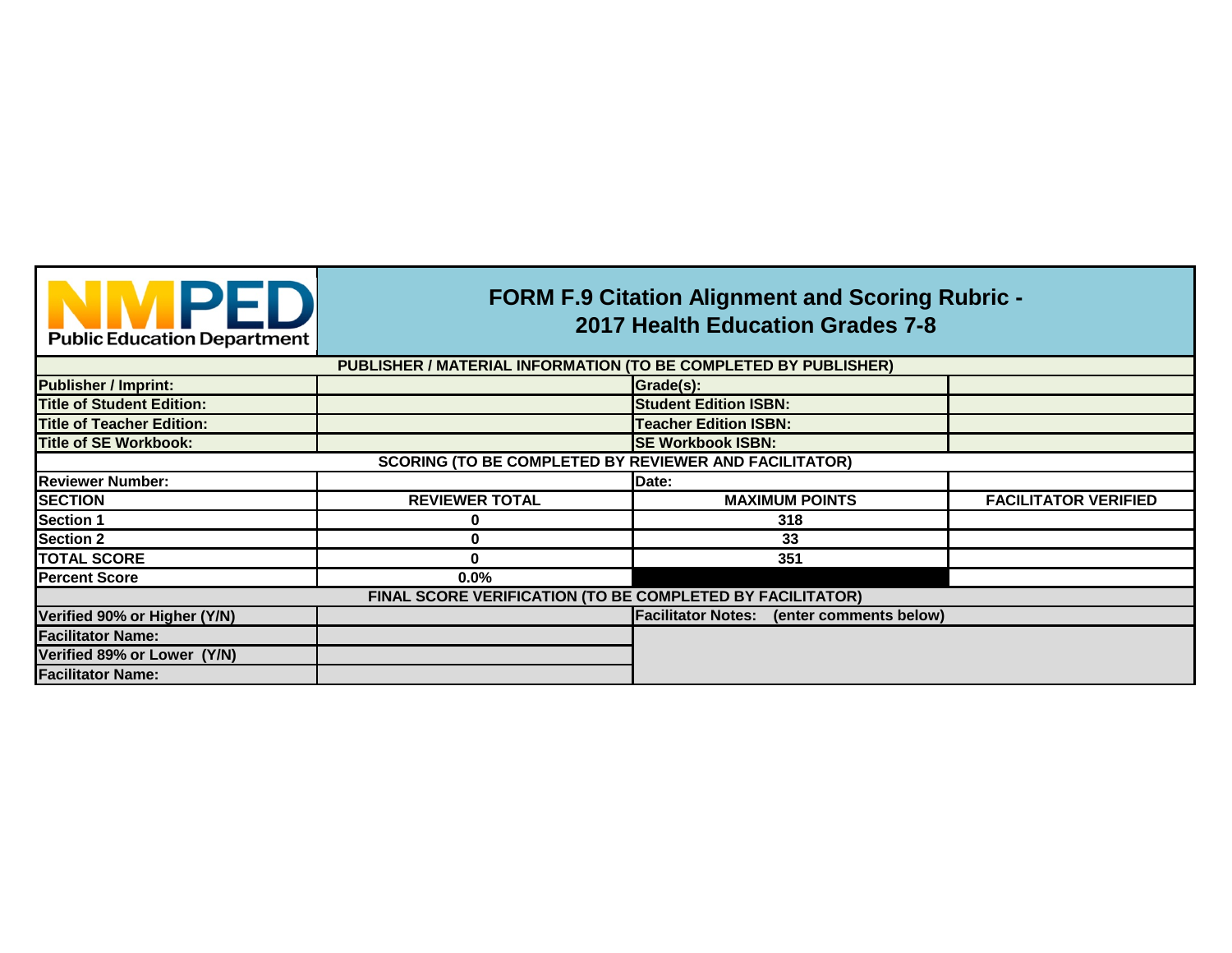NMPED Public Education Department

# FORM F.9 Citation Alignment and Scoring Rubric - 2017 Health Education Grades 7-8

| PUBLISHER / MATERIAL INFORMATION (TO BE COMPLETED BY PUBLISHER) | | | |
|---|---|---|---|
| **Publisher / Imprint:** | | **Grade(s):** | |
| **Title of Student Edition:** | | **Student Edition ISBN:** | |
| **Title of Teacher Edition:** | | **Teacher Edition ISBN:** | |
| **Title of SE Workbook:** | | **SE Workbook ISBN:** | |
| **SCORING (TO BE COMPLETED BY REVIEWER AND FACILITATOR)** | | | |
| **Reviewer Number:** | | Date: | |
| **SECTION** | **REVIEWER TOTAL** | **MAXIMUM POINTS** | **FACILITATOR VERIFIED** |
| **Section 1** | **0** | **318** | |
| **Section 2** | **0** | **33** | |
| **TOTAL SCORE** | **0** | **351** | |
| **Percent Score** | **0.0%** | | |
| **FINAL SCORE VERIFICATION (TO BE COMPLETED BY FACILITATOR)** | | | |
| **Verified 90% or Higher (Y/N)** | | **Facilitator Notes: (enter comments below)** | |
| **Facilitator Name:** | | | |
| **Verified 89% or Lower (Y/N)** | | | |
| **Facilitator Name:** | | | |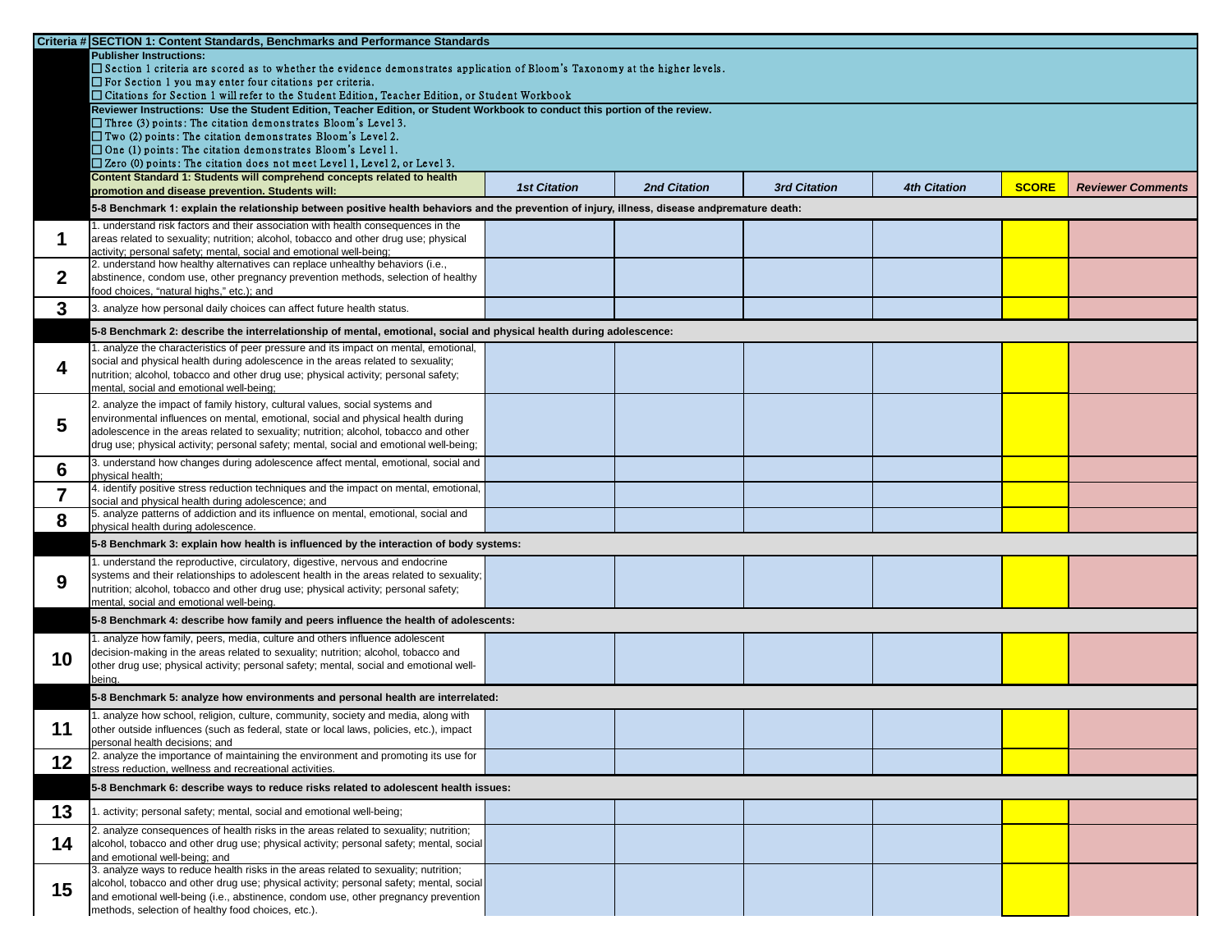| Criteria # | SECTION 1: Content Standards, Benchmarks and Performance Standards | | | | | | |
|---|---|---|---|---|---|---|---|
| | **Publisher Instructions:**<br>☐ Section 1 criteria are scored as to whether the evidence demonstrates application of Bloom's Taxonomy at the higher levels.<br>☐ For Section 1 you may enter four citations per criteria.<br>☐ Citations for Section 1 will refer to the Student Edition, Teacher Edition, or Student Workbook | | | | | | |
| | **Reviewer Instructions: Use the Student Edition, Teacher Edition, or Student Workbook to conduct this portion of the review.**<br>☐ Three (3) points: The citation demonstrates Bloom's Level 3.<br>☐ Two (2) points: The citation demonstrates Bloom's Level 2.<br>☐ One (1) points: The citation demonstrates Bloom's Level 1.<br>☐ Zero (0) points: The citation does not meet Level 1, Level 2, or Level 3. | | | | | | |
| | **Content Standard 1: Students will comprehend concepts related to health promotion and disease prevention. Students will:** | ***1st Citation*** | ***2nd Citation*** | ***3rd Citation*** | ***4th Citation*** | **SCORE** | ***Reviewer Comments*** |
| | **5-8 Benchmark 1: explain the relationship between positive health behaviors and the prevention of injury, illness, disease andpremature death:** | | | | | | |
| **1** | 1. understand risk factors and their association with health consequences in the areas related to sexuality; nutrition; alcohol, tobacco and other drug use; physical activity; personal safety; mental, social and emotional well-being; | | | | | | |
| **2** | 2. understand how healthy alternatives can replace unhealthy behaviors (i.e., abstinence, condom use, other pregnancy prevention methods, selection of healthy food choices, "natural highs," etc.); and | | | | | | |
| **3** | 3. analyze how personal daily choices can affect future health status. | | | | | | |
| | **5-8 Benchmark 2: describe the interrelationship of mental, emotional, social and physical health during adolescence:** | | | | | | |
| **4** | 1. analyze the characteristics of peer pressure and its impact on mental, emotional, social and physical health during adolescence in the areas related to sexuality; nutrition; alcohol, tobacco and other drug use; physical activity; personal safety; mental, social and emotional well-being; | | | | | | |
| **5** | 2. analyze the impact of family history, cultural values, social systems and environmental influences on mental, emotional, social and physical health during adolescence in the areas related to sexuality; nutrition; alcohol, tobacco and other drug use; physical activity; personal safety; mental, social and emotional well-being; | | | | | | |
| **6** | 3. understand how changes during adolescence affect mental, emotional, social and physical health; | | | | | | |
| **7** | 4. identify positive stress reduction techniques and the impact on mental, emotional, social and physical health during adolescence; and | | | | | | |
| **8** | 5. analyze patterns of addiction and its influence on mental, emotional, social and physical health during adolescence. | | | | | | |
| | **5-8 Benchmark 3: explain how health is influenced by the interaction of body systems:** | | | | | | |
| **9** | 1. understand the reproductive, circulatory, digestive, nervous and endocrine systems and their relationships to adolescent health in the areas related to sexuality; nutrition; alcohol, tobacco and other drug use; physical activity; personal safety; mental, social and emotional well-being. | | | | | | |
| | **5-8 Benchmark 4: describe how family and peers influence the health of adolescents:** | | | | | | |
| **10** | 1. analyze how family, peers, media, culture and others influence adolescent decision-making in the areas related to sexuality; nutrition; alcohol, tobacco and other drug use; physical activity; personal safety; mental, social and emotional well-being. | | | | | | |
| | **5-8 Benchmark 5: analyze how environments and personal health are interrelated:** | | | | | | |
| **11** | 1. analyze how school, religion, culture, community, society and media, along with other outside influences (such as federal, state or local laws, policies, etc.), impact personal health decisions; and | | | | | | |
| **12** | 2. analyze the importance of maintaining the environment and promoting its use for stress reduction, wellness and recreational activities. | | | | | | |
| | **5-8 Benchmark 6: describe ways to reduce risks related to adolescent health issues:** | | | | | | |
| **13** | 1. activity; personal safety; mental, social and emotional well-being; | | | | | | |
| **14** | 2. analyze consequences of health risks in the areas related to sexuality; nutrition; alcohol, tobacco and other drug use; physical activity; personal safety; mental, social and emotional well-being; and | | | | | | |
| **15** | 3. analyze ways to reduce health risks in the areas related to sexuality; nutrition; alcohol, tobacco and other drug use; physical activity; personal safety; mental, social and emotional well-being (i.e., abstinence, condom use, other pregnancy prevention methods, selection of healthy food choices, etc.). | | | | | | |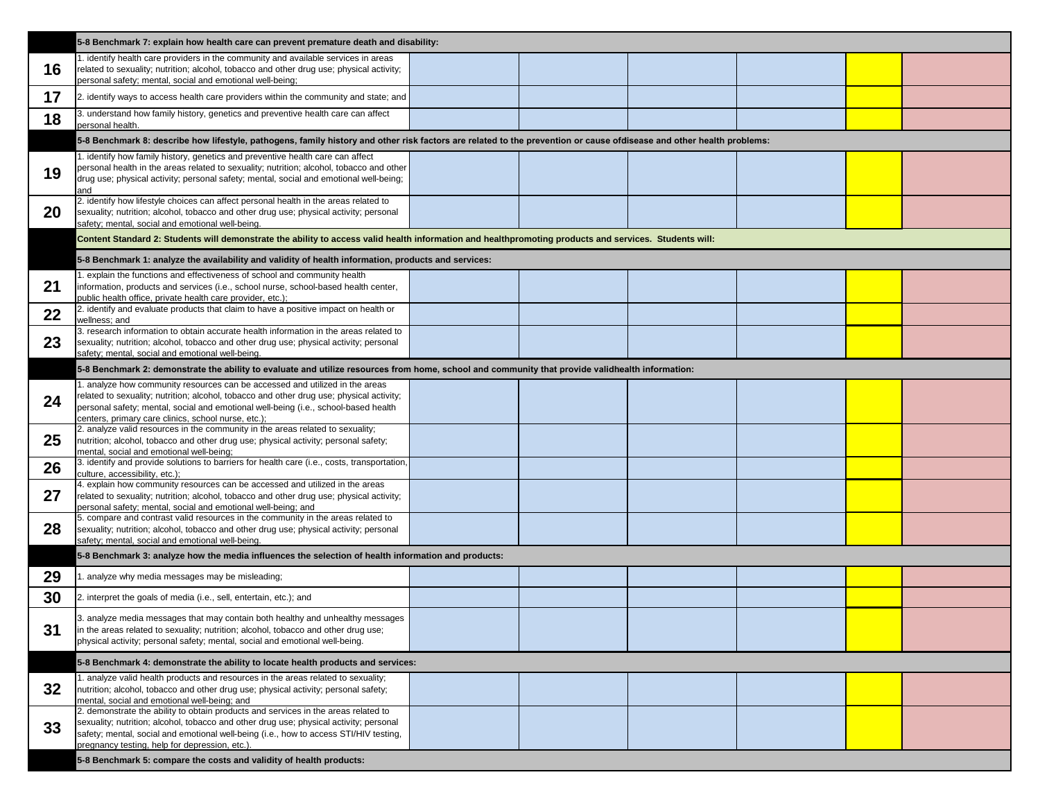| | | | | | | | |
|---|---|---|---|---|---|---|---|
| | **5-8 Benchmark 7: explain how health care can prevent premature death and disability:** | | | | | | |
| **16** | 1. identify health care providers in the community and available services in areas related to sexuality; nutrition; alcohol, tobacco and other drug use; physical activity; personal safety; mental, social and emotional well-being; | | | | | | |
| **17** | 2. identify ways to access health care providers within the community and state; and | | | | | | |
| **18** | 3. understand how family history, genetics and preventive health care can affect personal health. | | | | | | |
| | **5-8 Benchmark 8: describe how lifestyle, pathogens, family history and other risk factors are related to the prevention or cause ofdisease and other health problems:** | | | | | | |
| **19** | 1. identify how family history, genetics and preventive health care can affect personal health in the areas related to sexuality; nutrition; alcohol, tobacco and other drug use; physical activity; personal safety; mental, social and emotional well-being; and | | | | | | |
| **20** | 2. identify how lifestyle choices can affect personal health in the areas related to sexuality; nutrition; alcohol, tobacco and other drug use; physical activity; personal safety; mental, social and emotional well-being. | | | | | | |
| | **Content Standard 2: Students will demonstrate the ability to access valid health information and healthpromoting products and services. Students will:** | | | | | | |
| | **5-8 Benchmark 1: analyze the availability and validity of health information, products and services:** | | | | | | |
| **21** | 1. explain the functions and effectiveness of school and community health information, products and services (i.e., school nurse, school-based health center, public health office, private health care provider, etc.); | | | | | | |
| **22** | 2. identify and evaluate products that claim to have a positive impact on health or wellness; and | | | | | | |
| **23** | 3. research information to obtain accurate health information in the areas related to sexuality; nutrition; alcohol, tobacco and other drug use; physical activity; personal safety; mental, social and emotional well-being. | | | | | | |
| | **5-8 Benchmark 2: demonstrate the ability to evaluate and utilize resources from home, school and community that provide validhealth information:** | | | | | | |
| **24** | 1. analyze how community resources can be accessed and utilized in the areas related to sexuality; nutrition; alcohol, tobacco and other drug use; physical activity; personal safety; mental, social and emotional well-being (i.e., school-based health centers, primary care clinics, school nurse, etc.); | | | | | | |
| **25** | 2. analyze valid resources in the community in the areas related to sexuality; nutrition; alcohol, tobacco and other drug use; physical activity; personal safety; mental, social and emotional well-being; | | | | | | |
| **26** | 3. identify and provide solutions to barriers for health care (i.e., costs, transportation, culture, accessibility, etc.); | | | | | | |
| **27** | 4. explain how community resources can be accessed and utilized in the areas related to sexuality; nutrition; alcohol, tobacco and other drug use; physical activity; personal safety; mental, social and emotional well-being; and | | | | | | |
| **28** | 5. compare and contrast valid resources in the community in the areas related to sexuality; nutrition; alcohol, tobacco and other drug use; physical activity; personal safety; mental, social and emotional well-being. | | | | | | |
| | **5-8 Benchmark 3: analyze how the media influences the selection of health information and products:** | | | | | | |
| **29** | 1. analyze why media messages may be misleading; | | | | | | |
| **30** | 2. interpret the goals of media (i.e., sell, entertain, etc.); and | | | | | | |
| **31** | 3. analyze media messages that may contain both healthy and unhealthy messages in the areas related to sexuality; nutrition; alcohol, tobacco and other drug use; physical activity; personal safety; mental, social and emotional well-being. | | | | | | |
| | **5-8 Benchmark 4: demonstrate the ability to locate health products and services:** | | | | | | |
| **32** | 1. analyze valid health products and resources in the areas related to sexuality; nutrition; alcohol, tobacco and other drug use; physical activity; personal safety; mental, social and emotional well-being; and | | | | | | |
| **33** | 2. demonstrate the ability to obtain products and services in the areas related to sexuality; nutrition; alcohol, tobacco and other drug use; physical activity; personal safety; mental, social and emotional well-being (i.e., how to access STI/HIV testing, pregnancy testing, help for depression, etc.). | | | | | | |
| | **5-8 Benchmark 5: compare the costs and validity of health products:** | | | | | | |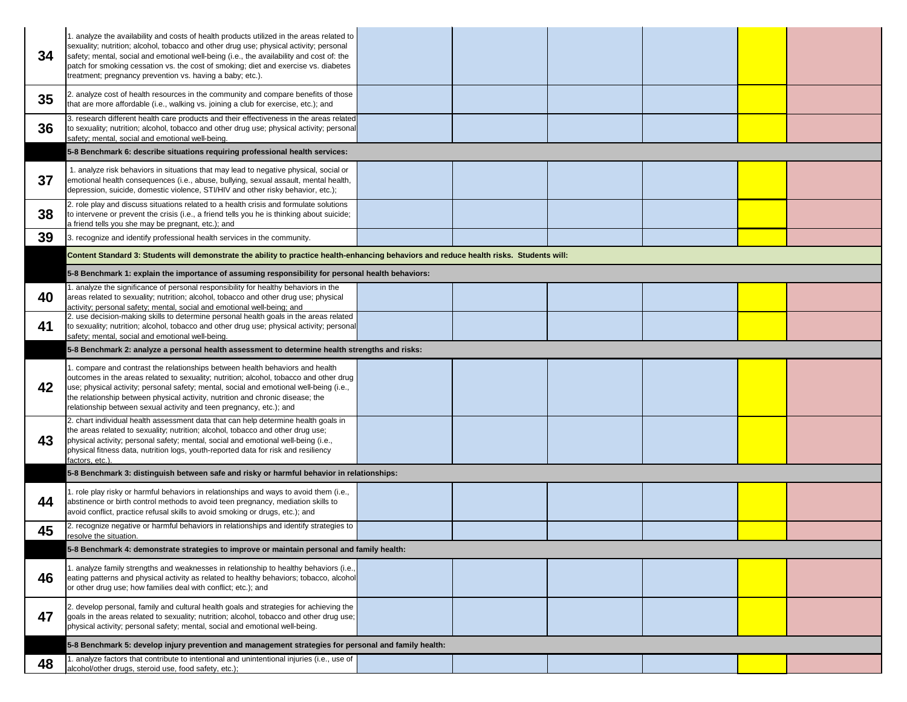| | | | | | | | |
|---|---|---|---|---|---|---|---|
| 34 | 1. analyze the availability and costs of health products utilized in the areas related to sexuality; nutrition; alcohol, tobacco and other drug use; physical activity; personal safety; mental, social and emotional well-being (i.e., the availability and cost of: the patch for smoking cessation vs. the cost of smoking; diet and exercise vs. diabetes treatment; pregnancy prevention vs. having a baby; etc.). | | | | | | |
| 35 | 2. analyze cost of health resources in the community and compare benefits of those that are more affordable (i.e., walking vs. joining a club for exercise, etc.); and | | | | | | |
| 36 | 3. research different health care products and their effectiveness in the areas related to sexuality; nutrition; alcohol, tobacco and other drug use; physical activity; personal safety; mental, social and emotional well-being. | | | | | | |
| | **5-8 Benchmark 6: describe situations requiring professional health services:** | | | | | | |
| 37 | 1. analyze risk behaviors in situations that may lead to negative physical, social or emotional health consequences (i.e., abuse, bullying, sexual assault, mental health, depression, suicide, domestic violence, STI/HIV and other risky behavior, etc.); | | | | | | |
| 38 | 2. role play and discuss situations related to a health crisis and formulate solutions to intervene or prevent the crisis (i.e., a friend tells you he is thinking about suicide; a friend tells you she may be pregnant, etc.); and | | | | | | |
| 39 | 3. recognize and identify professional health services in the community. | | | | | | |
| | **Content Standard 3: Students will demonstrate the ability to practice health-enhancing behaviors and reduce health risks. Students will:** | | | | | | |
| | **5-8 Benchmark 1: explain the importance of assuming responsibility for personal health behaviors:** | | | | | | |
| 40 | 1. analyze the significance of personal responsibility for healthy behaviors in the areas related to sexuality; nutrition; alcohol, tobacco and other drug use; physical activity; personal safety; mental, social and emotional well-being; and | | | | | | |
| 41 | 2. use decision-making skills to determine personal health goals in the areas related to sexuality; nutrition; alcohol, tobacco and other drug use; physical activity; personal safety; mental, social and emotional well-being. | | | | | | |
| | **5-8 Benchmark 2: analyze a personal health assessment to determine health strengths and risks:** | | | | | | |
| 42 | 1. compare and contrast the relationships between health behaviors and health outcomes in the areas related to sexuality; nutrition; alcohol, tobacco and other drug use; physical activity; personal safety; mental, social and emotional well-being (i.e., the relationship between physical activity, nutrition and chronic disease; the relationship between sexual activity and teen pregnancy, etc.); and | | | | | | |
| 43 | 2. chart individual health assessment data that can help determine health goals in the areas related to sexuality; nutrition; alcohol, tobacco and other drug use; physical activity; personal safety; mental, social and emotional well-being (i.e., physical fitness data, nutrition logs, youth-reported data for risk and resiliency factors, etc.). | | | | | | |
| | **5-8 Benchmark 3: distinguish between safe and risky or harmful behavior in relationships:** | | | | | | |
| 44 | 1. role play risky or harmful behaviors in relationships and ways to avoid them (i.e., abstinence or birth control methods to avoid teen pregnancy, mediation skills to avoid conflict, practice refusal skills to avoid smoking or drugs, etc.); and | | | | | | |
| 45 | 2. recognize negative or harmful behaviors in relationships and identify strategies to resolve the situation. | | | | | | |
| | **5-8 Benchmark 4: demonstrate strategies to improve or maintain personal and family health:** | | | | | | |
| 46 | 1. analyze family strengths and weaknesses in relationship to healthy behaviors (i.e., eating patterns and physical activity as related to healthy behaviors; tobacco, alcohol or other drug use; how families deal with conflict; etc.); and | | | | | | |
| 47 | 2. develop personal, family and cultural health goals and strategies for achieving the goals in the areas related to sexuality; nutrition; alcohol, tobacco and other drug use; physical activity; personal safety; mental, social and emotional well-being. | | | | | | |
| | **5-8 Benchmark 5: develop injury prevention and management strategies for personal and family health:** | | | | | | |
| 48 | 1. analyze factors that contribute to intentional and unintentional injuries (i.e., use of alcohol/other drugs, steroid use, food safety, etc.); | | | | | | |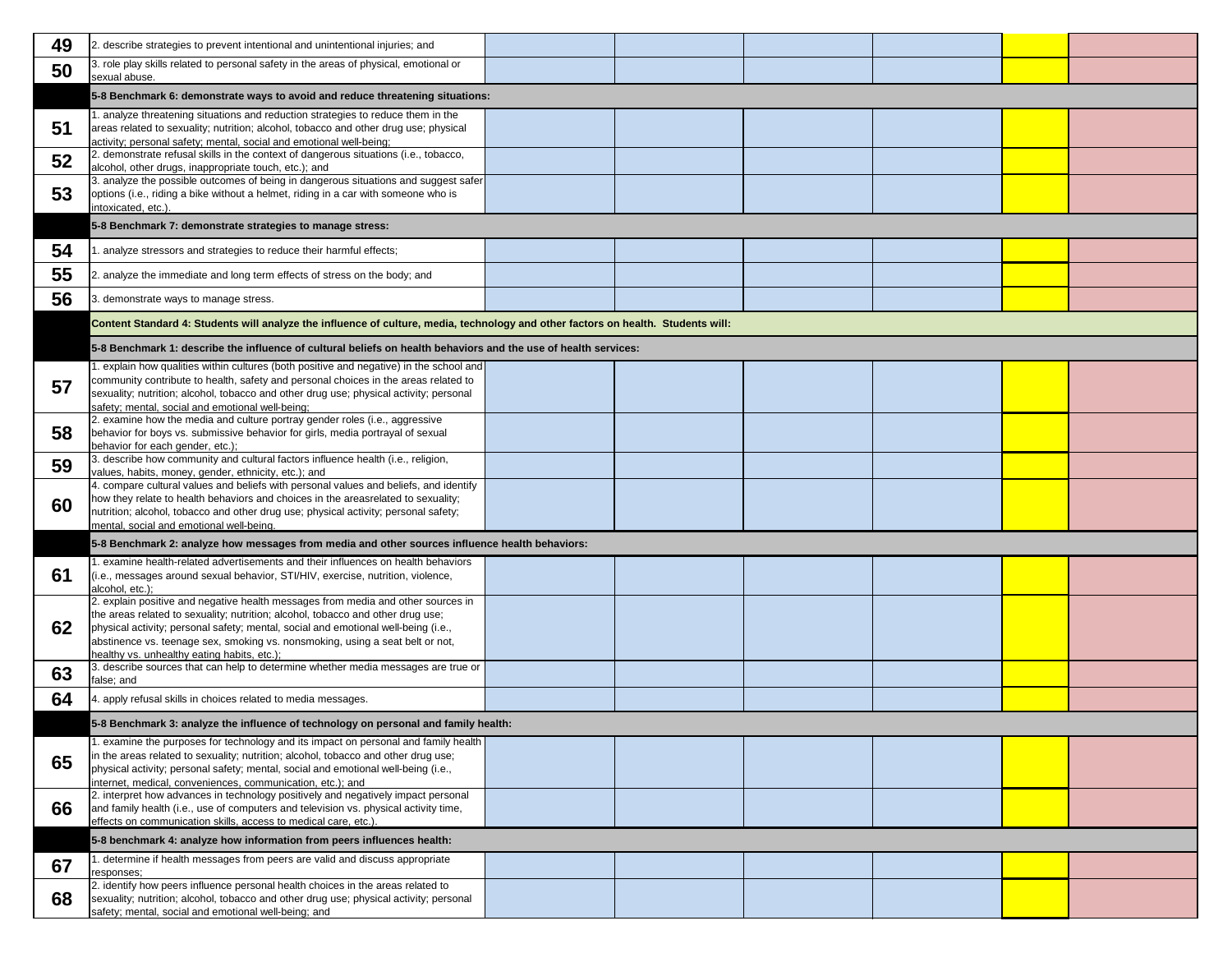| # | Standard | | | | | | |
|---|---|---|---|---|---|---|---|
| 49 | 2. describe strategies to prevent intentional and unintentional injuries; and | | | | | | |
| 50 | 3. role play skills related to personal safety in the areas of physical, emotional or sexual abuse. | | | | | | |
| | **5-8 Benchmark 6: demonstrate ways to avoid and reduce threatening situations:** | | | | | | |
| 51 | 1. analyze threatening situations and reduction strategies to reduce them in the areas related to sexuality; nutrition; alcohol, tobacco and other drug use; physical activity; personal safety; mental, social and emotional well-being; | | | | | | |
| 52 | 2. demonstrate refusal skills in the context of dangerous situations (i.e., tobacco, alcohol, other drugs, inappropriate touch, etc.); and | | | | | | |
| 53 | 3. analyze the possible outcomes of being in dangerous situations and suggest safer options (i.e., riding a bike without a helmet, riding in a car with someone who is intoxicated, etc.). | | | | | | |
| | **5-8 Benchmark 7: demonstrate strategies to manage stress:** | | | | | | |
| 54 | 1. analyze stressors and strategies to reduce their harmful effects; | | | | | | |
| 55 | 2. analyze the immediate and long term effects of stress on the body; and | | | | | | |
| 56 | 3. demonstrate ways to manage stress. | | | | | | |
| | **Content Standard 4: Students will analyze the influence of culture, media, technology and other factors on health. Students will:** | | | | | | |
| | **5-8 Benchmark 1: describe the influence of cultural beliefs on health behaviors and the use of health services:** | | | | | | |
| 57 | 1. explain how qualities within cultures (both positive and negative) in the school and community contribute to health, safety and personal choices in the areas related to sexuality; nutrition; alcohol, tobacco and other drug use; physical activity; personal safety; mental, social and emotional well-being; | | | | | | |
| 58 | 2. examine how the media and culture portray gender roles (i.e., aggressive behavior for boys vs. submissive behavior for girls, media portrayal of sexual behavior for each gender, etc.); | | | | | | |
| 59 | 3. describe how community and cultural factors influence health (i.e., religion, values, habits, money, gender, ethnicity, etc.); and | | | | | | |
| 60 | 4. compare cultural values and beliefs with personal values and beliefs, and identify how they relate to health behaviors and choices in the areasrelated to sexuality; nutrition; alcohol, tobacco and other drug use; physical activity; personal safety; mental, social and emotional well-being. | | | | | | |
| | **5-8 Benchmark 2: analyze how messages from media and other sources influence health behaviors:** | | | | | | |
| 61 | 1. examine health-related advertisements and their influences on health behaviors (i.e., messages around sexual behavior, STI/HIV, exercise, nutrition, violence, alcohol, etc.); | | | | | | |
| 62 | 2. explain positive and negative health messages from media and other sources in the areas related to sexuality; nutrition; alcohol, tobacco and other drug use; physical activity; personal safety; mental, social and emotional well-being (i.e., abstinence vs. teenage sex, smoking vs. nonsmoking, using a seat belt or not, healthy vs. unhealthy eating habits, etc.); | | | | | | |
| 63 | 3. describe sources that can help to determine whether media messages are true or false; and | | | | | | |
| 64 | 4. apply refusal skills in choices related to media messages. | | | | | | |
| | **5-8 Benchmark 3: analyze the influence of technology on personal and family health:** | | | | | | |
| 65 | 1. examine the purposes for technology and its impact on personal and family health in the areas related to sexuality; nutrition; alcohol, tobacco and other drug use; physical activity; personal safety; mental, social and emotional well-being (i.e., internet, medical, conveniences, communication, etc.); and | | | | | | |
| 66 | 2. interpret how advances in technology positively and negatively impact personal and family health (i.e., use of computers and television vs. physical activity time, effects on communication skills, access to medical care, etc.). | | | | | | |
| | **5-8 benchmark 4: analyze how information from peers influences health:** | | | | | | |
| 67 | 1. determine if health messages from peers are valid and discuss appropriate responses; | | | | | | |
| 68 | 2. identify how peers influence personal health choices in the areas related to sexuality; nutrition; alcohol, tobacco and other drug use; physical activity; personal safety; mental, social and emotional well-being; and | | | | | | |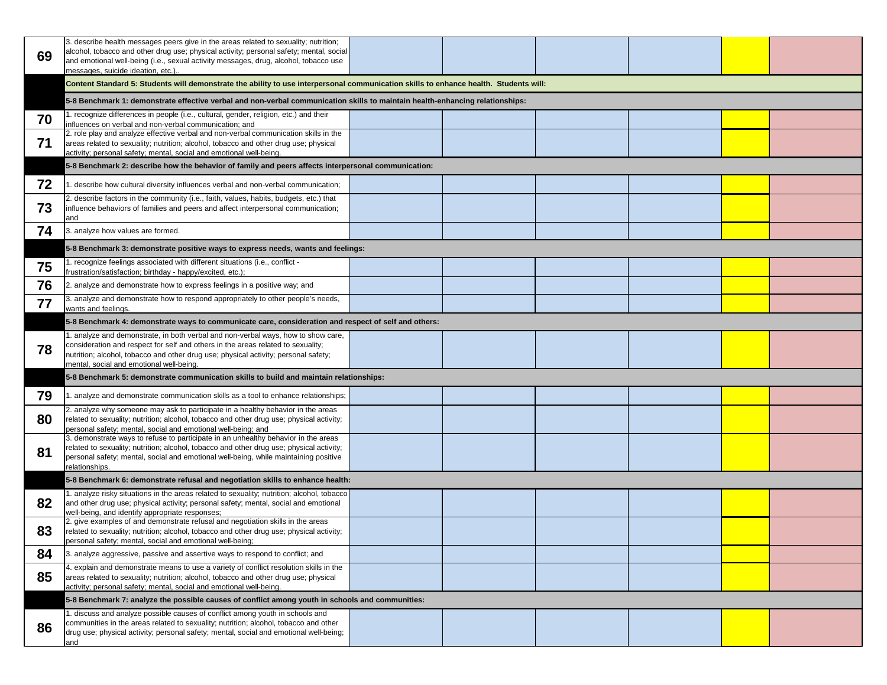| # | Standard | | | | | | |
|---|---|---|---|---|---|---|---|
| 69 | 3. describe health messages peers give in the areas related to sexuality; nutrition; alcohol, tobacco and other drug use; physical activity; personal safety; mental, social and emotional well-being (i.e., sexual activity messages, drug, alcohol, tobacco use messages, suicide ideation, etc.).. | | | | | | |
| | **Content Standard 5: Students will demonstrate the ability to use interpersonal communication skills to enhance health. Students will:** | | | | | | |
| | **5-8 Benchmark 1: demonstrate effective verbal and non-verbal communication skills to maintain health-enhancing relationships:** | | | | | | |
| 70 | 1. recognize differences in people (i.e., cultural, gender, religion, etc.) and their influences on verbal and non-verbal communication; and | | | | | | |
| 71 | 2. role play and analyze effective verbal and non-verbal communication skills in the areas related to sexuality; nutrition; alcohol, tobacco and other drug use; physical activity; personal safety; mental, social and emotional well-being. | | | | | | |
| | **5-8 Benchmark 2: describe how the behavior of family and peers affects interpersonal communication:** | | | | | | |
| 72 | 1. describe how cultural diversity influences verbal and non-verbal communication; | | | | | | |
| 73 | 2. describe factors in the community (i.e., faith, values, habits, budgets, etc.) that influence behaviors of families and peers and affect interpersonal communication; and | | | | | | |
| 74 | 3. analyze how values are formed. | | | | | | |
| | **5-8 Benchmark 3: demonstrate positive ways to express needs, wants and feelings:** | | | | | | |
| 75 | 1. recognize feelings associated with different situations (i.e., conflict - frustration/satisfaction; birthday - happy/excited, etc.); | | | | | | |
| 76 | 2. analyze and demonstrate how to express feelings in a positive way; and | | | | | | |
| 77 | 3. analyze and demonstrate how to respond appropriately to other people's needs, wants and feelings. | | | | | | |
| | **5-8 Benchmark 4: demonstrate ways to communicate care, consideration and respect of self and others:** | | | | | | |
| 78 | 1. analyze and demonstrate, in both verbal and non-verbal ways, how to show care, consideration and respect for self and others in the areas related to sexuality; nutrition; alcohol, tobacco and other drug use; physical activity; personal safety; mental, social and emotional well-being. | | | | | | |
| | **5-8 Benchmark 5: demonstrate communication skills to build and maintain relationships:** | | | | | | |
| 79 | 1. analyze and demonstrate communication skills as a tool to enhance relationships; | | | | | | |
| 80 | 2. analyze why someone may ask to participate in a healthy behavior in the areas related to sexuality; nutrition; alcohol, tobacco and other drug use; physical activity; personal safety; mental, social and emotional well-being; and | | | | | | |
| 81 | 3. demonstrate ways to refuse to participate in an unhealthy behavior in the areas related to sexuality; nutrition; alcohol, tobacco and other drug use; physical activity; personal safety; mental, social and emotional well-being, while maintaining positive relationships. | | | | | | |
| | **5-8 Benchmark 6: demonstrate refusal and negotiation skills to enhance health:** | | | | | | |
| 82 | 1. analyze risky situations in the areas related to sexuality; nutrition; alcohol, tobacco and other drug use; physical activity; personal safety; mental, social and emotional well-being, and identify appropriate responses; | | | | | | |
| 83 | 2. give examples of and demonstrate refusal and negotiation skills in the areas related to sexuality; nutrition; alcohol, tobacco and other drug use; physical activity; personal safety; mental, social and emotional well-being; | | | | | | |
| 84 | 3. analyze aggressive, passive and assertive ways to respond to conflict; and | | | | | | |
| 85 | 4. explain and demonstrate means to use a variety of conflict resolution skills in the areas related to sexuality; nutrition; alcohol, tobacco and other drug use; physical activity; personal safety; mental, social and emotional well-being. | | | | | | |
| | **5-8 Benchmark 7: analyze the possible causes of conflict among youth in schools and communities:** | | | | | | |
| 86 | 1. discuss and analyze possible causes of conflict among youth in schools and communities in the areas related to sexuality; nutrition; alcohol, tobacco and other drug use; physical activity; personal safety; mental, social and emotional well-being; and | | | | | | |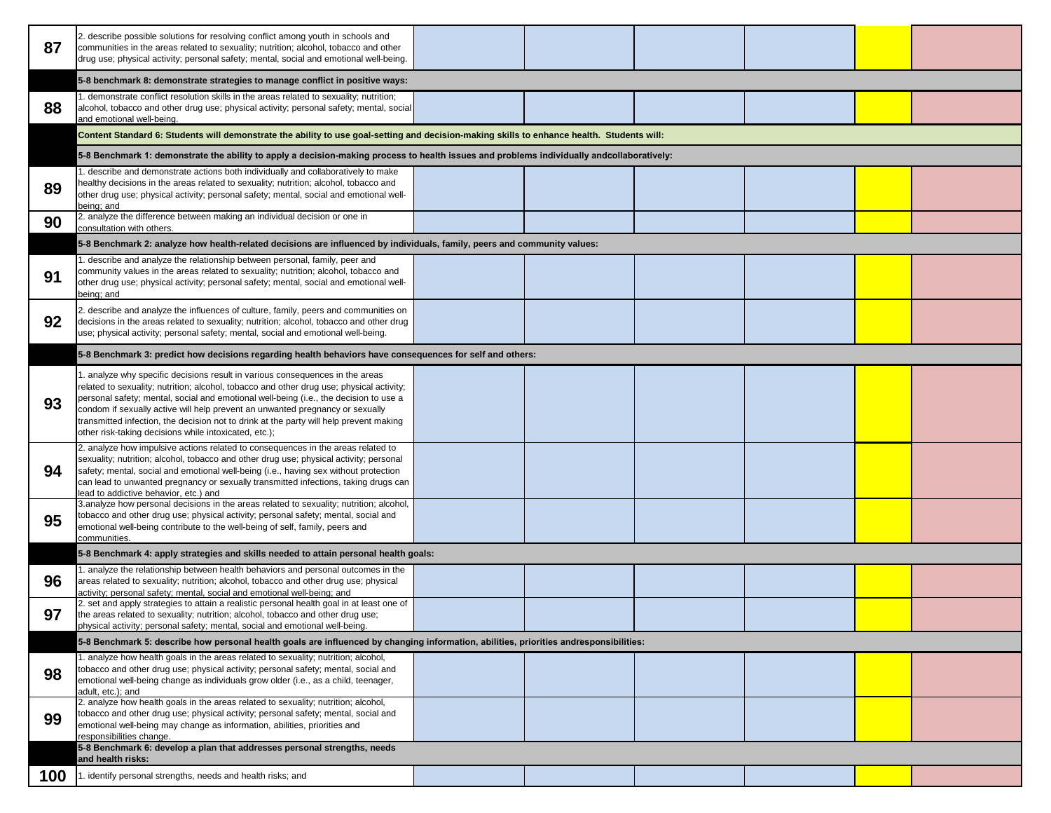| | | | | | | | |
|---|---|---|---|---|---|---|---|
| 87 | 2. describe possible solutions for resolving conflict among youth in schools and communities in the areas related to sexuality; nutrition; alcohol, tobacco and other drug use; physical activity; personal safety; mental, social and emotional well-being. | | | | | | |
| | **5-8 benchmark 8: demonstrate strategies to manage conflict in positive ways:** | | | | | | |
| 88 | 1. demonstrate conflict resolution skills in the areas related to sexuality; nutrition; alcohol, tobacco and other drug use; physical activity; personal safety; mental, social and emotional well-being. | | | | | | |
| | **Content Standard 6: Students will demonstrate the ability to use goal-setting and decision-making skills to enhance health. Students will:** | | | | | | |
| | **5-8 Benchmark 1: demonstrate the ability to apply a decision-making process to health issues and problems individually andcollaboratively:** | | | | | | |
| 89 | 1. describe and demonstrate actions both individually and collaboratively to make healthy decisions in the areas related to sexuality; nutrition; alcohol, tobacco and other drug use; physical activity; personal safety; mental, social and emotional well-being; and | | | | | | |
| 90 | 2. analyze the difference between making an individual decision or one in consultation with others. | | | | | | |
| | **5-8 Benchmark 2: analyze how health-related decisions are influenced by individuals, family, peers and community values:** | | | | | | |
| 91 | 1. describe and analyze the relationship between personal, family, peer and community values in the areas related to sexuality; nutrition; alcohol, tobacco and other drug use; physical activity; personal safety; mental, social and emotional well-being; and | | | | | | |
| 92 | 2. describe and analyze the influences of culture, family, peers and communities on decisions in the areas related to sexuality; nutrition; alcohol, tobacco and other drug use; physical activity; personal safety; mental, social and emotional well-being. | | | | | | |
| | **5-8 Benchmark 3: predict how decisions regarding health behaviors have consequences for self and others:** | | | | | | |
| 93 | 1. analyze why specific decisions result in various consequences in the areas related to sexuality; nutrition; alcohol, tobacco and other drug use; physical activity; personal safety; mental, social and emotional well-being (i.e., the decision to use a condom if sexually active will help prevent an unwanted pregnancy or sexually transmitted infection, the decision not to drink at the party will help prevent making other risk-taking decisions while intoxicated, etc.); | | | | | | |
| 94 | 2. analyze how impulsive actions related to consequences in the areas related to sexuality; nutrition; alcohol, tobacco and other drug use; physical activity; personal safety; mental, social and emotional well-being (i.e., having sex without protection can lead to unwanted pregnancy or sexually transmitted infections, taking drugs can lead to addictive behavior, etc.) and | | | | | | |
| 95 | 3.analyze how personal decisions in the areas related to sexuality; nutrition; alcohol, tobacco and other drug use; physical activity; personal safety; mental, social and emotional well-being contribute to the well-being of self, family, peers and communities. | | | | | | |
| | **5-8 Benchmark 4: apply strategies and skills needed to attain personal health goals:** | | | | | | |
| 96 | 1. analyze the relationship between health behaviors and personal outcomes in the areas related to sexuality; nutrition; alcohol, tobacco and other drug use; physical activity; personal safety; mental, social and emotional well-being; and | | | | | | |
| 97 | 2. set and apply strategies to attain a realistic personal health goal in at least one of the areas related to sexuality; nutrition; alcohol, tobacco and other drug use; physical activity; personal safety; mental, social and emotional well-being. | | | | | | |
| | **5-8 Benchmark 5: describe how personal health goals are influenced by changing information, abilities, priorities andresponsibilities:** | | | | | | |
| 98 | 1. analyze how health goals in the areas related to sexuality; nutrition; alcohol, tobacco and other drug use; physical activity; personal safety; mental, social and emotional well-being change as individuals grow older (i.e., as a child, teenager, adult, etc.); and | | | | | | |
| 99 | 2. analyze how health goals in the areas related to sexuality; nutrition; alcohol, tobacco and other drug use; physical activity; personal safety; mental, social and emotional well-being may change as information, abilities, priorities and responsibilities change. | | | | | | |
| | **5-8 Benchmark 6: develop a plan that addresses personal strengths, needs and health risks:** | | | | | | |
| 100 | 1. identify personal strengths, needs and health risks; and | | | | | | |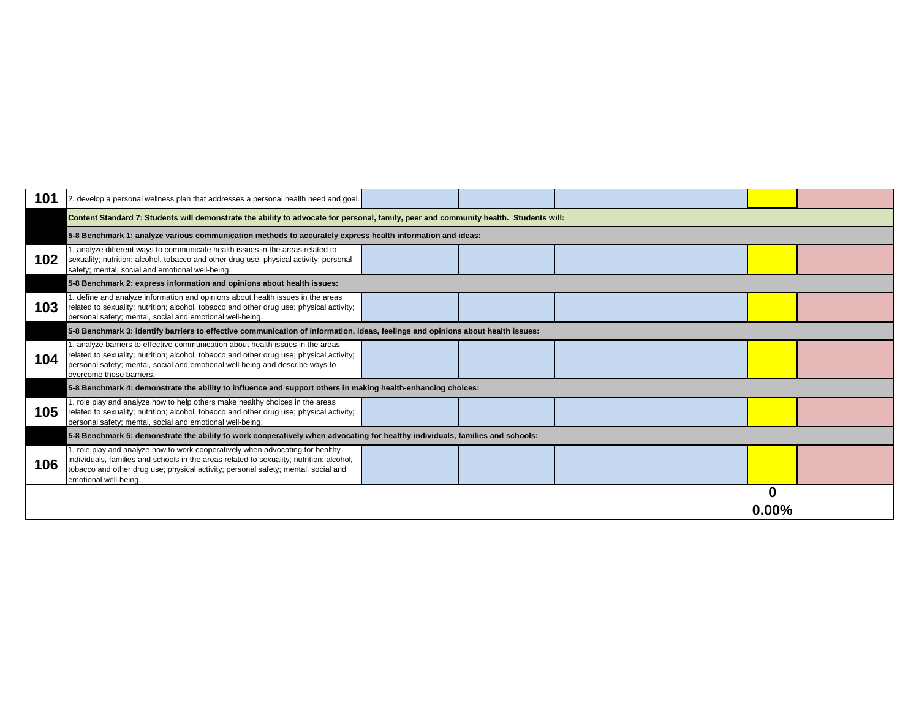| | | | | | | | |
|---|---|---|---|---|---|---|---|
| **101** | 2. develop a personal wellness plan that addresses a personal health need and goal. | | | | | | |
| | **Content Standard 7: Students will demonstrate the ability to advocate for personal, family, peer and community health. Students will:** | | | | | | |
| | **5-8 Benchmark 1: analyze various communication methods to accurately express health information and ideas:** | | | | | | |
| **102** | 1. analyze different ways to communicate health issues in the areas related to sexuality; nutrition; alcohol, tobacco and other drug use; physical activity; personal safety; mental, social and emotional well-being. | | | | | | |
| | **5-8 Benchmark 2: express information and opinions about health issues:** | | | | | | |
| **103** | 1. define and analyze information and opinions about health issues in the areas related to sexuality; nutrition; alcohol, tobacco and other drug use; physical activity; personal safety; mental, social and emotional well-being. | | | | | | |
| | **5-8 Benchmark 3: identify barriers to effective communication of information, ideas, feelings and opinions about health issues:** | | | | | | |
| **104** | 1. analyze barriers to effective communication about health issues in the areas related to sexuality; nutrition; alcohol, tobacco and other drug use; physical activity; personal safety; mental, social and emotional well-being and describe ways to overcome those barriers. | | | | | | |
| | **5-8 Benchmark 4: demonstrate the ability to influence and support others in making health-enhancing choices:** | | | | | | |
| **105** | 1. role play and analyze how to help others make healthy choices in the areas related to sexuality; nutrition; alcohol, tobacco and other drug use; physical activity; personal safety; mental, social and emotional well-being. | | | | | | |
| | **5-8 Benchmark 5: demonstrate the ability to work cooperatively when advocating for healthy individuals, families and schools:** | | | | | | |
| **106** | 1. role play and analyze how to work cooperatively when advocating for healthy individuals, families and schools in the areas related to sexuality; nutrition; alcohol, tobacco and other drug use; physical activity; personal safety; mental, social and emotional well-being. | | | | | | |
| | | | | | | **0** | |
| | | | | | | **0.00%** | |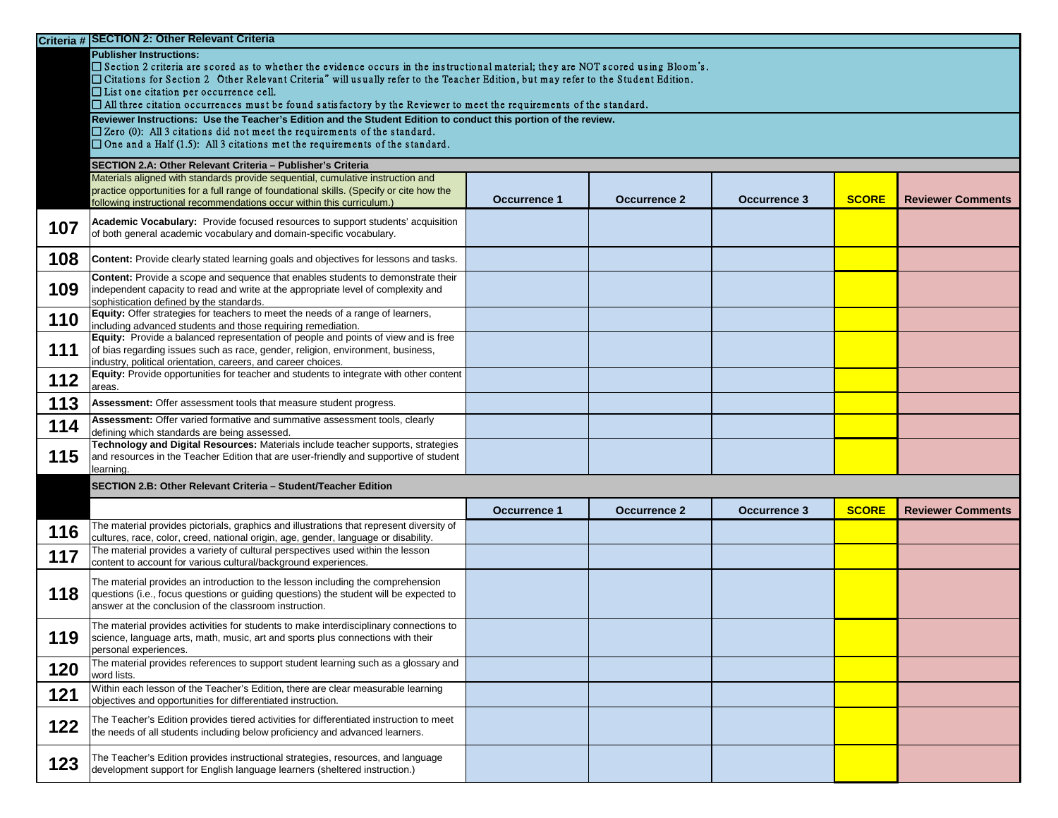| Criteria # | SECTION 2: Other Relevant Criteria | | | | | |
|---|---|---|---|---|---|---|
| | **Publisher Instructions:**<br>☐ Section 2 criteria are scored as to whether the evidence occurs in the instructional material; they are NOT scored using Bloom's.<br>☐ Citations for Section 2 "Other Relevant Criteria" will usually refer to the Teacher Edition, but may refer to the Student Edition.<br>☐ List one citation per occurrence cell.<br>☐ All three citation occurrences must be found satisfactory by the Reviewer to meet the requirements of the standard.<br>**Reviewer Instructions: Use the Teacher's Edition and the Student Edition to conduct this portion of the review.**<br>☐ Zero (0): All 3 citations did not meet the requirements of the standard.<br>☐ One and a Half (1.5): All 3 citations met the requirements of the standard. | | | | | |
| | **SECTION 2.A: Other Relevant Criteria – Publisher's Criteria** | | | | | |
| | Materials aligned with standards provide sequential, cumulative instruction and practice opportunities for a full range of foundational skills. (Specify or cite how the following instructional recommendations occur within this curriculum.) | **Occurrence 1** | **Occurrence 2** | **Occurrence 3** | **SCORE** | **Reviewer Comments** |
| **107** | **Academic Vocabulary:** Provide focused resources to support students' acquisition of both general academic vocabulary and domain-specific vocabulary. | | | | | |
| **108** | **Content:** Provide clearly stated learning goals and objectives for lessons and tasks. | | | | | |
| **109** | **Content:** Provide a scope and sequence that enables students to demonstrate their independent capacity to read and write at the appropriate level of complexity and sophistication defined by the standards. | | | | | |
| **110** | **Equity:** Offer strategies for teachers to meet the needs of a range of learners, including advanced students and those requiring remediation. | | | | | |
| **111** | **Equity:** Provide a balanced representation of people and points of view and is free of bias regarding issues such as race, gender, religion, environment, business, industry, political orientation, careers, and career choices. | | | | | |
| **112** | **Equity:** Provide opportunities for teacher and students to integrate with other content areas. | | | | | |
| **113** | **Assessment:** Offer assessment tools that measure student progress. | | | | | |
| **114** | **Assessment:** Offer varied formative and summative assessment tools, clearly defining which standards are being assessed. | | | | | |
| **115** | **Technology and Digital Resources:** Materials include teacher supports, strategies and resources in the Teacher Edition that are user-friendly and supportive of student learning. | | | | | |
| | **SECTION 2.B: Other Relevant Criteria – Student/Teacher Edition** | | | | | |
| | | **Occurrence 1** | **Occurrence 2** | **Occurrence 3** | **SCORE** | **Reviewer Comments** |
| **116** | The material provides pictorials, graphics and illustrations that represent diversity of cultures, race, color, creed, national origin, age, gender, language or disability. | | | | | |
| **117** | The material provides a variety of cultural perspectives used within the lesson content to account for various cultural/background experiences. | | | | | |
| **118** | The material provides an introduction to the lesson including the comprehension questions (i.e., focus questions or guiding questions) the student will be expected to answer at the conclusion of the classroom instruction. | | | | | |
| **119** | The material provides activities for students to make interdisciplinary connections to science, language arts, math, music, art and sports plus connections with their personal experiences. | | | | | |
| **120** | The material provides references to support student learning such as a glossary and word lists. | | | | | |
| **121** | Within each lesson of the Teacher's Edition, there are clear measurable learning objectives and opportunities for differentiated instruction. | | | | | |
| **122** | The Teacher's Edition provides tiered activities for differentiated instruction to meet the needs of all students including below proficiency and advanced learners. | | | | | |
| **123** | The Teacher's Edition provides instructional strategies, resources, and language development support for English language learners (sheltered instruction.) | | | | | |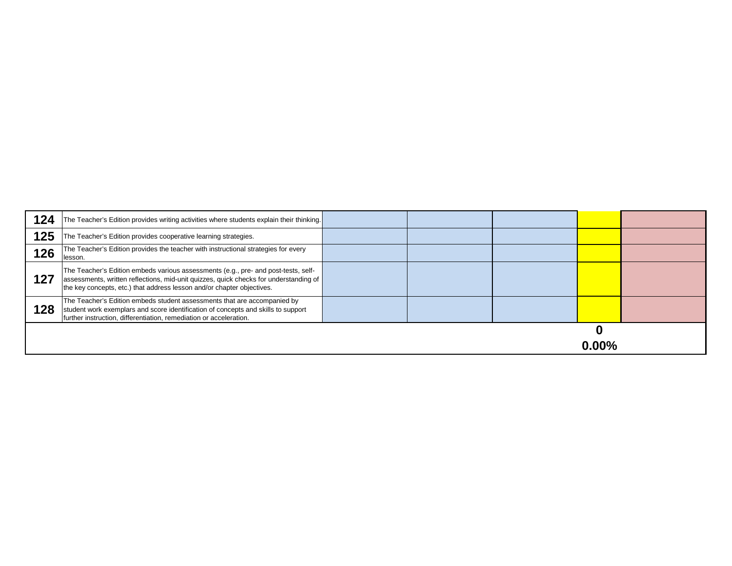| | | | | | | |
|---|---|---|---|---|---|---|
| **124** | The Teacher's Edition provides writing activities where students explain their thinking. | | | | | |
| **125** | The Teacher's Edition provides cooperative learning strategies. | | | | | |
| **126** | The Teacher's Edition provides the teacher with instructional strategies for every lesson. | | | | | |
| **127** | The Teacher's Edition embeds various assessments (e.g., pre- and post-tests, self-assessments, written reflections, mid-unit quizzes, quick checks for understanding of the key concepts, etc.) that address lesson and/or chapter objectives. | | | | | |
| **128** | The Teacher's Edition embeds student assessments that are accompanied by student work exemplars and score identification of concepts and skills to support further instruction, differentiation, remediation or acceleration. | | | | | |
| | | | | | **0**<br>**0.00%** | |